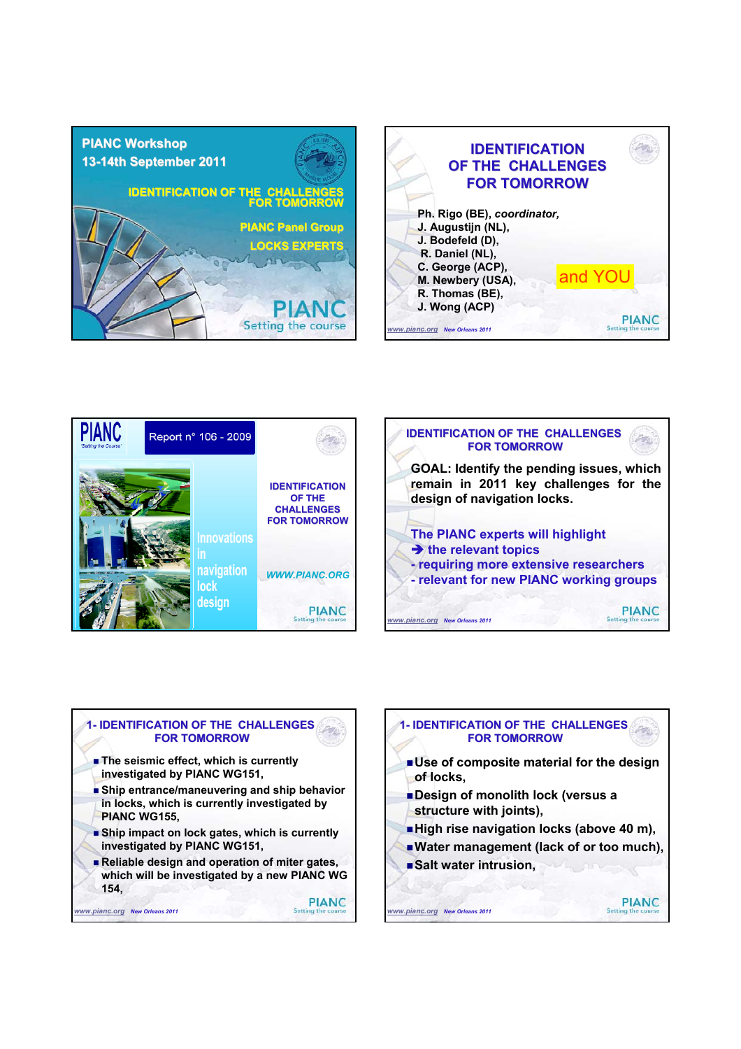## PIANC Workshop
## 13-14th September 2011

**IDENTIFICATION OF THE CHALLENGES FOR TOMORROW**

PIANC Panel Group

LOCKS EXPERTS

PIANC
Setting the course

---

## IDENTIFICATION OF THE CHALLENGES FOR TOMORROW

**Ph. Rigo (BE), *coordinator,***
**J. Augustijn (NL),**
**J. Bodefeld (D),**
**R. Daniel (NL),**
**C. George (ACP),**
**M. Newbery (USA),**
**R. Thomas (BE),**
**J. Wong (ACP)**

and YOU

www.pianc.org New Orleans 2011

---

PIANC "Setting the Course"

Report n° 106 - 2009

Innovations in navigation lock design

**IDENTIFICATION OF THE CHALLENGES FOR TOMORROW**

*WWW.PIANC.ORG*

---

## IDENTIFICATION OF THE CHALLENGES FOR TOMORROW

**GOAL: Identify the pending issues, which remain in 2011 key challenges for the design of navigation locks.**

**The PIANC experts will highlight**
**➔ the relevant topics**
**- requiring more extensive researchers**
**- relevant for new PIANC working groups**

www.pianc.org New Orleans 2011

---

## 1- IDENTIFICATION OF THE CHALLENGES FOR TOMORROW

- **The seismic effect, which is currently investigated by PIANC WG151,**
- **Ship entrance/maneuvering and ship behavior in locks, which is currently investigated by PIANC WG155,**
- **Ship impact on lock gates, which is currently investigated by PIANC WG151,**
- **Reliable design and operation of miter gates, which will be investigated by a new PIANC WG 154,**

www.pianc.org New Orleans 2011

---

## 1- IDENTIFICATION OF THE CHALLENGES FOR TOMORROW

- **Use of composite material for the design of locks,**
- **Design of monolith lock (versus a structure with joints),**
- **High rise navigation locks (above 40 m),**
- **Water management (lack of or too much),**
- **Salt water intrusion,**

www.pianc.org New Orleans 2011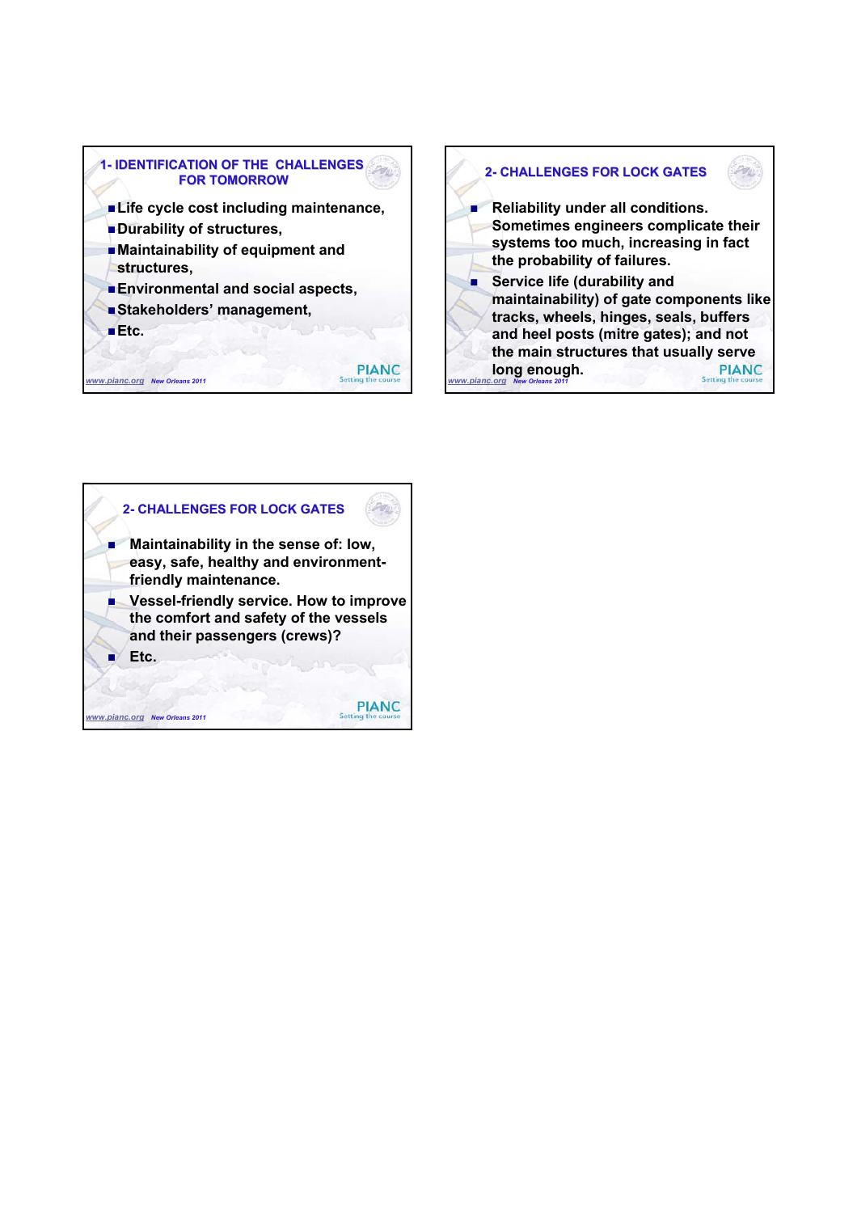## 1- IDENTIFICATION OF THE CHALLENGES FOR TOMORROW

- Life cycle cost including maintenance,
- Durability of structures,
- Maintainability of equipment and structures,
- Environmental and social aspects,
- Stakeholders' management,
- Etc.

## 2- CHALLENGES FOR LOCK GATES

- Reliability under all conditions. Sometimes engineers complicate their systems too much, increasing in fact the probability of failures.
- Service life (durability and maintainability) of gate components like tracks, wheels, hinges, seals, buffers and heel posts (mitre gates); and not the main structures that usually serve long enough.

## 2- CHALLENGES FOR LOCK GATES

- Maintainability in the sense of: low, easy, safe, healthy and environment-friendly maintenance.
- Vessel-friendly service. How to improve the comfort and safety of the vessels and their passengers (crews)?
- Etc.